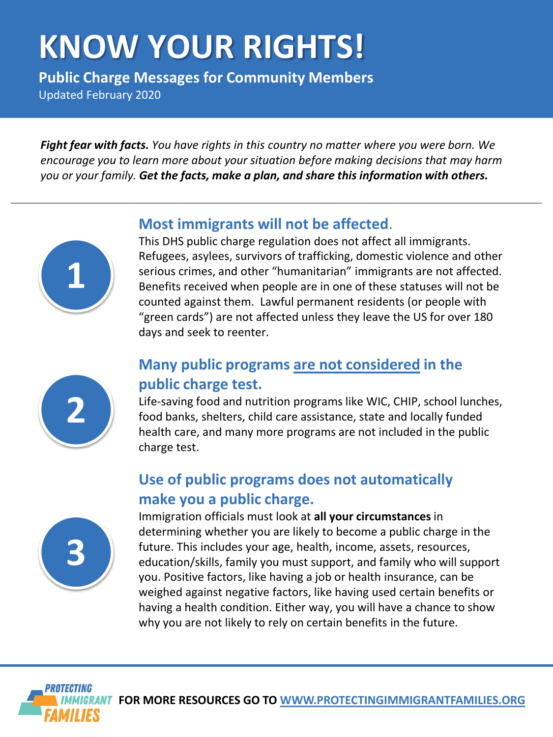# KNOW YOUR RIGHTS!

**Public Charge Messages for Community Members**

Updated February 2020

***Fight fear with facts.*** *You have rights in this country no matter where you were born. We encourage you to learn more about your situation before making decisions that may harm you or your family.* ***Get the facts, make a plan, and share this information with others.***

---

## 1. Most immigrants will not be affected.

This DHS public charge regulation does not affect all immigrants. Refugees, asylees, survivors of trafficking, domestic violence and other serious crimes, and other "humanitarian" immigrants are not affected. Benefits received when people are in one of these statuses will not be counted against them. Lawful permanent residents (or people with "green cards") are not affected unless they leave the US for over 180 days and seek to reenter.

## 2. Many public programs are not considered in the public charge test.

Life-saving food and nutrition programs like WIC, CHIP, school lunches, food banks, shelters, child care assistance, state and locally funded health care, and many more programs are not included in the public charge test.

## 3. Use of public programs does not automatically make you a public charge.

Immigration officials must look at **all your circumstances** in determining whether you are likely to become a public charge in the future. This includes your age, health, income, assets, resources, education/skills, family you must support, and family who will support you. Positive factors, like having a job or health insurance, can be weighed against negative factors, like having used certain benefits or having a health condition. Either way, you will have a chance to show why you are not likely to rely on certain benefits in the future.

---

PROTECTING IMMIGRANT FAMILIES

**FOR MORE RESOURCES GO TO WWW.PROTECTINGIMMIGRANTFAMILIES.ORG**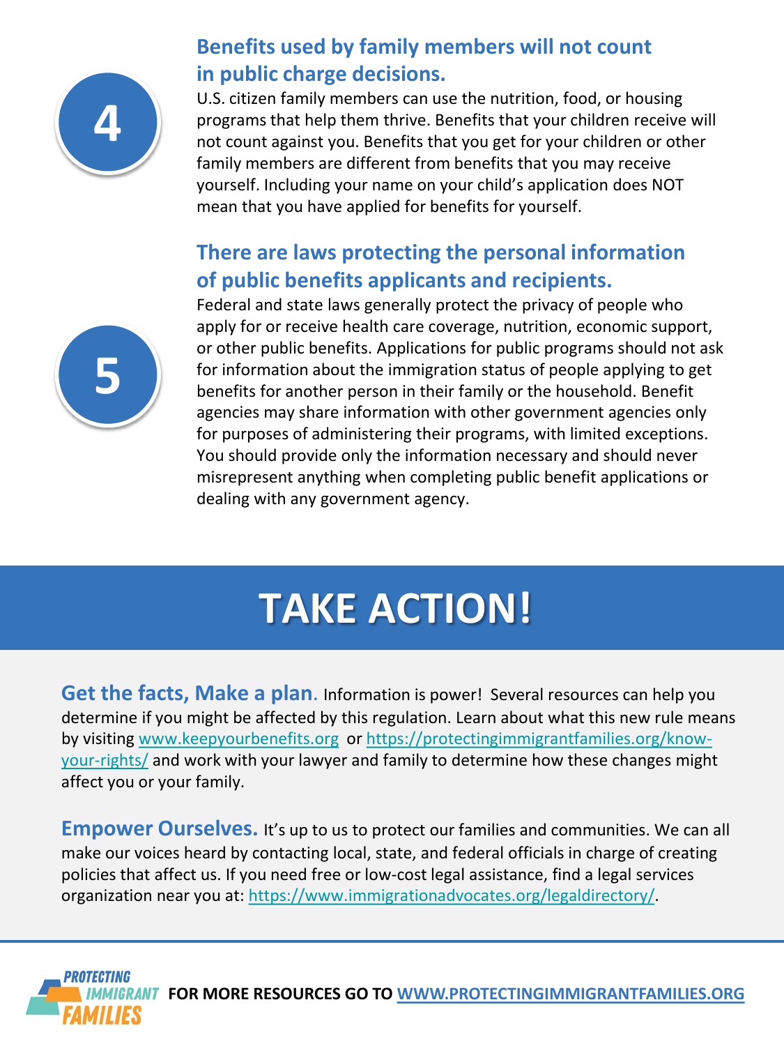## 4

### Benefits used by family members will not count in public charge decisions.

U.S. citizen family members can use the nutrition, food, or housing programs that help them thrive. Benefits that your children receive will not count against you. Benefits that you get for your children or other family members are different from benefits that you may receive yourself. Including your name on your child's application does NOT mean that you have applied for benefits for yourself.

## 5

### There are laws protecting the personal information of public benefits applicants and recipients.

Federal and state laws generally protect the privacy of people who apply for or receive health care coverage, nutrition, economic support, or other public benefits. Applications for public programs should not ask for information about the immigration status of people applying to get benefits for another person in their family or the household. Benefit agencies may share information with other government agencies only for purposes of administering their programs, with limited exceptions. You should provide only the information necessary and should never misrepresent anything when completing public benefit applications or dealing with any government agency.

# TAKE ACTION!

**Get the facts, Make a plan.** Information is power! Several resources can help you determine if you might be affected by this regulation. Learn about what this new rule means by visiting www.keepyourbenefits.org or https://protectingimmigrantfamilies.org/know-your-rights/ and work with your lawyer and family to determine how these changes might affect you or your family.

**Empower Ourselves.** It's up to us to protect our families and communities. We can all make our voices heard by contacting local, state, and federal officials in charge of creating policies that affect us. If you need free or low-cost legal assistance, find a legal services organization near you at: https://www.immigrationadvocates.org/legaldirectory/.

PROTECTING IMMIGRANT FAMILIES

**FOR MORE RESOURCES GO TO WWW.PROTECTINGIMMIGRANTFAMILIES.ORG**